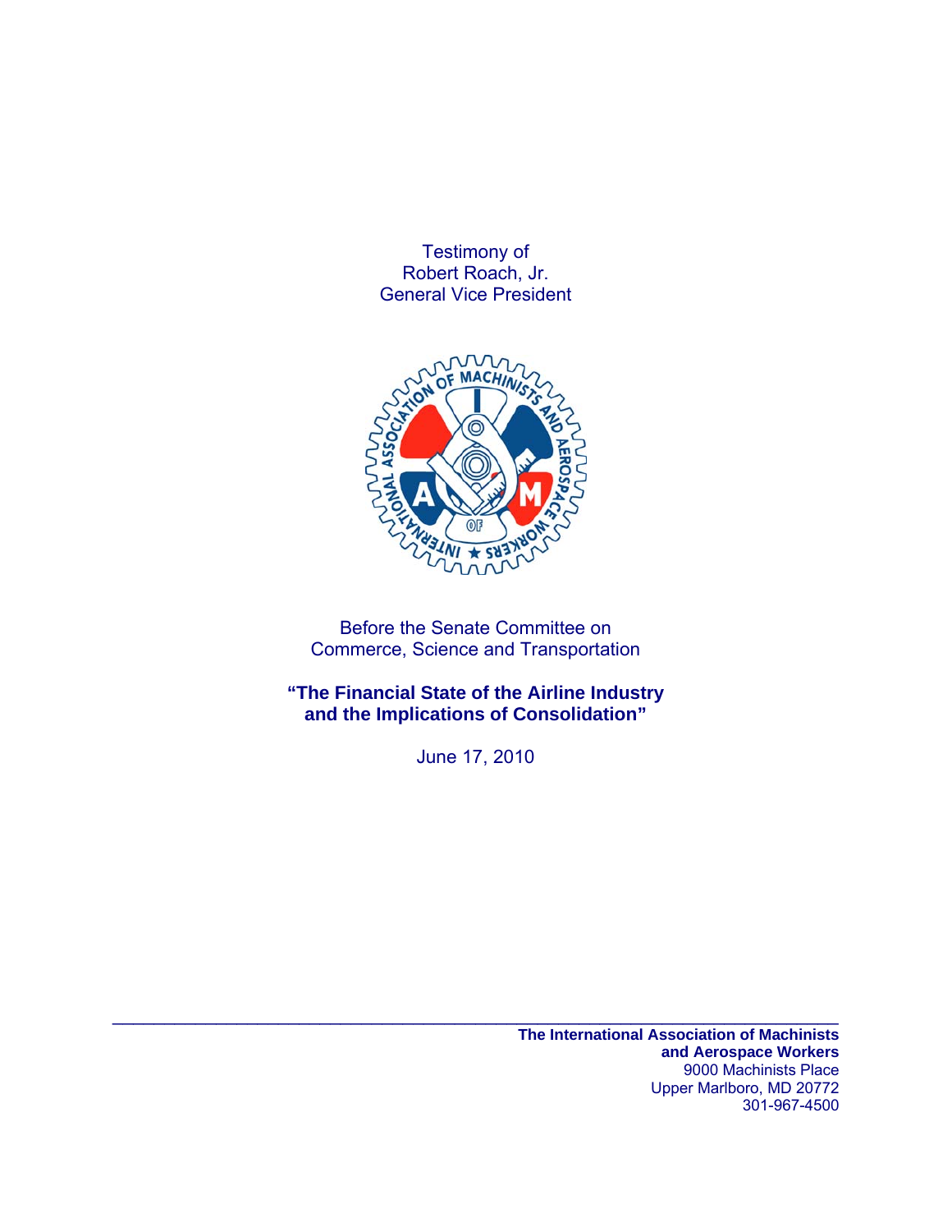Testimony of
Robert Roach, Jr.
General Vice President

Before the Senate Committee on
Commerce, Science and Transportation

**"The Financial State of the Airline Industry and the Implications of Consolidation"**

June 17, 2010

---

**The International Association of Machinists and Aerospace Workers**
9000 Machinists Place
Upper Marlboro, MD 20772
301-967-4500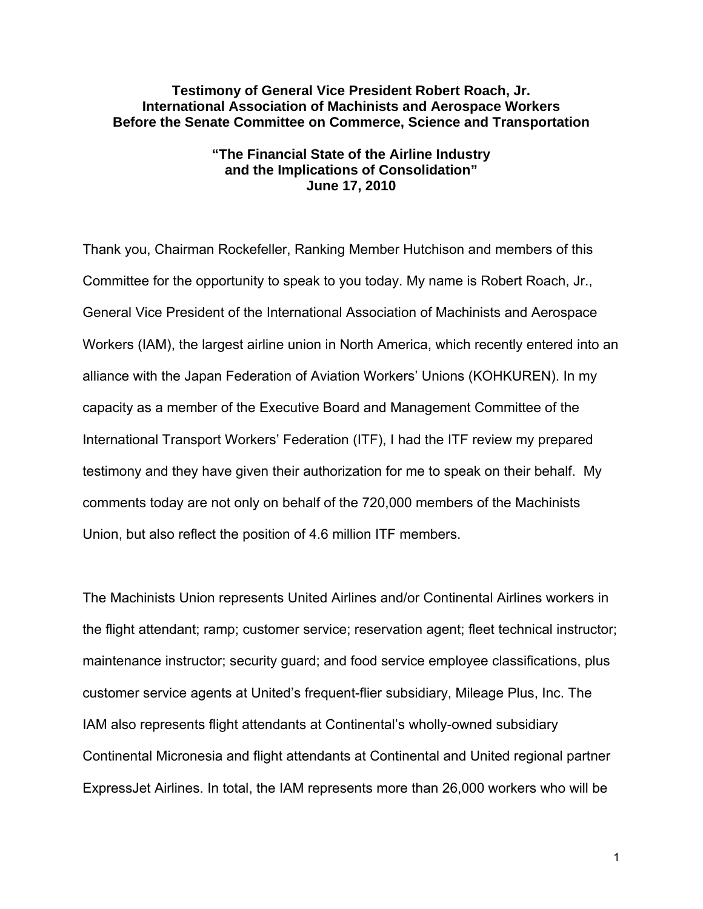**Testimony of General Vice President Robert Roach, Jr.**
**International Association of Machinists and Aerospace Workers**
**Before the Senate Committee on Commerce, Science and Transportation**

**"The Financial State of the Airline Industry and the Implications of Consolidation"**
**June 17, 2010**

Thank you, Chairman Rockefeller, Ranking Member Hutchison and members of this Committee for the opportunity to speak to you today. My name is Robert Roach, Jr., General Vice President of the International Association of Machinists and Aerospace Workers (IAM), the largest airline union in North America, which recently entered into an alliance with the Japan Federation of Aviation Workers' Unions (KOHKUREN). In my capacity as a member of the Executive Board and Management Committee of the International Transport Workers' Federation (ITF), I had the ITF review my prepared testimony and they have given their authorization for me to speak on their behalf. My comments today are not only on behalf of the 720,000 members of the Machinists Union, but also reflect the position of 4.6 million ITF members.

The Machinists Union represents United Airlines and/or Continental Airlines workers in the flight attendant; ramp; customer service; reservation agent; fleet technical instructor; maintenance instructor; security guard; and food service employee classifications, plus customer service agents at United's frequent-flier subsidiary, Mileage Plus, Inc. The IAM also represents flight attendants at Continental's wholly-owned subsidiary Continental Micronesia and flight attendants at Continental and United regional partner ExpressJet Airlines. In total, the IAM represents more than 26,000 workers who will be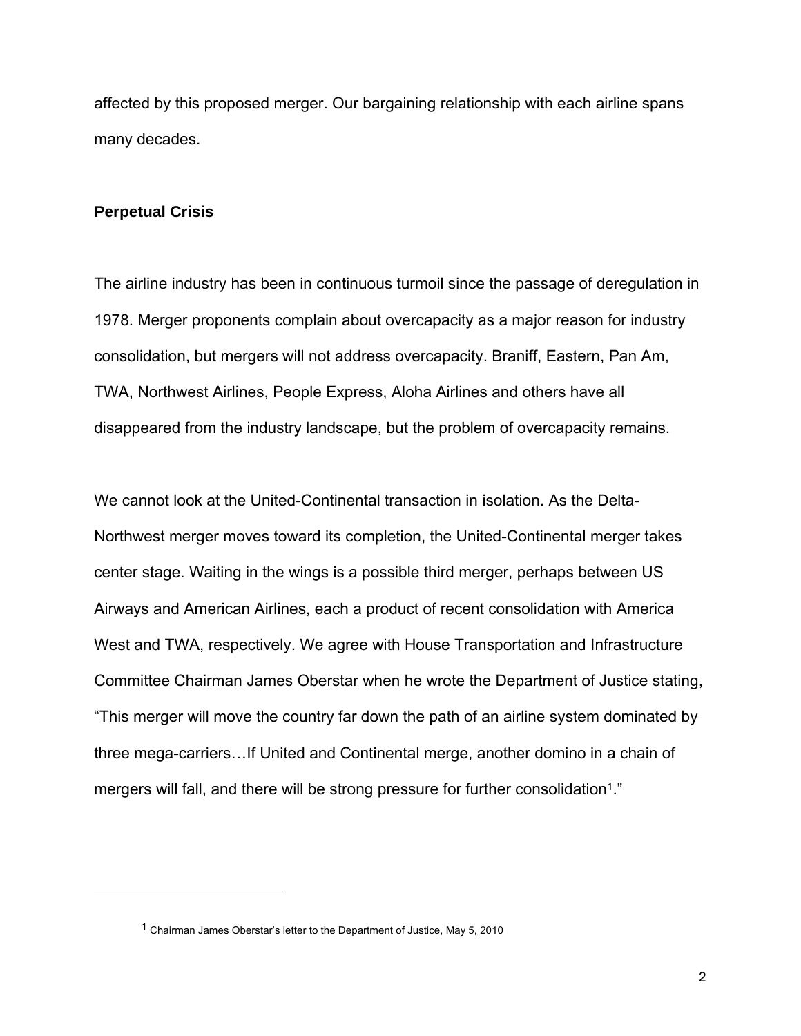affected by this proposed merger. Our bargaining relationship with each airline spans many decades.

**Perpetual Crisis**

The airline industry has been in continuous turmoil since the passage of deregulation in 1978. Merger proponents complain about overcapacity as a major reason for industry consolidation, but mergers will not address overcapacity. Braniff, Eastern, Pan Am, TWA, Northwest Airlines, People Express, Aloha Airlines and others have all disappeared from the industry landscape, but the problem of overcapacity remains.

We cannot look at the United-Continental transaction in isolation. As the Delta-Northwest merger moves toward its completion, the United-Continental merger takes center stage. Waiting in the wings is a possible third merger, perhaps between US Airways and American Airlines, each a product of recent consolidation with America West and TWA, respectively. We agree with House Transportation and Infrastructure Committee Chairman James Oberstar when he wrote the Department of Justice stating, "This merger will move the country far down the path of an airline system dominated by three mega-carriers…If United and Continental merge, another domino in a chain of mergers will fall, and there will be strong pressure for further consolidation[1]."

---

[1] Chairman James Oberstar's letter to the Department of Justice, May 5, 2010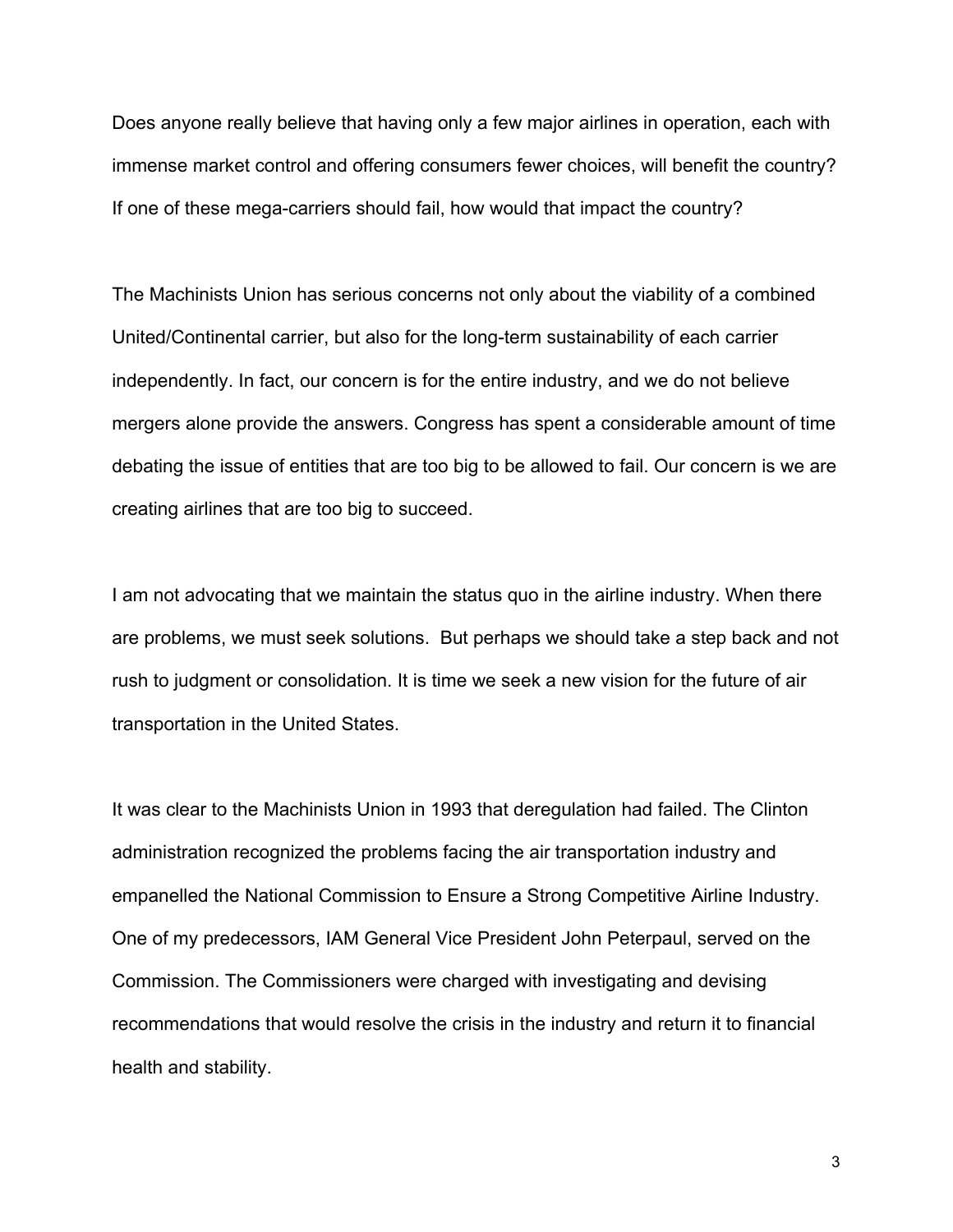Does anyone really believe that having only a few major airlines in operation, each with immense market control and offering consumers fewer choices, will benefit the country? If one of these mega-carriers should fail, how would that impact the country?

The Machinists Union has serious concerns not only about the viability of a combined United/Continental carrier, but also for the long-term sustainability of each carrier independently. In fact, our concern is for the entire industry, and we do not believe mergers alone provide the answers. Congress has spent a considerable amount of time debating the issue of entities that are too big to be allowed to fail. Our concern is we are creating airlines that are too big to succeed.

I am not advocating that we maintain the status quo in the airline industry. When there are problems, we must seek solutions. But perhaps we should take a step back and not rush to judgment or consolidation. It is time we seek a new vision for the future of air transportation in the United States.

It was clear to the Machinists Union in 1993 that deregulation had failed. The Clinton administration recognized the problems facing the air transportation industry and empanelled the National Commission to Ensure a Strong Competitive Airline Industry. One of my predecessors, IAM General Vice President John Peterpaul, served on the Commission. The Commissioners were charged with investigating and devising recommendations that would resolve the crisis in the industry and return it to financial health and stability.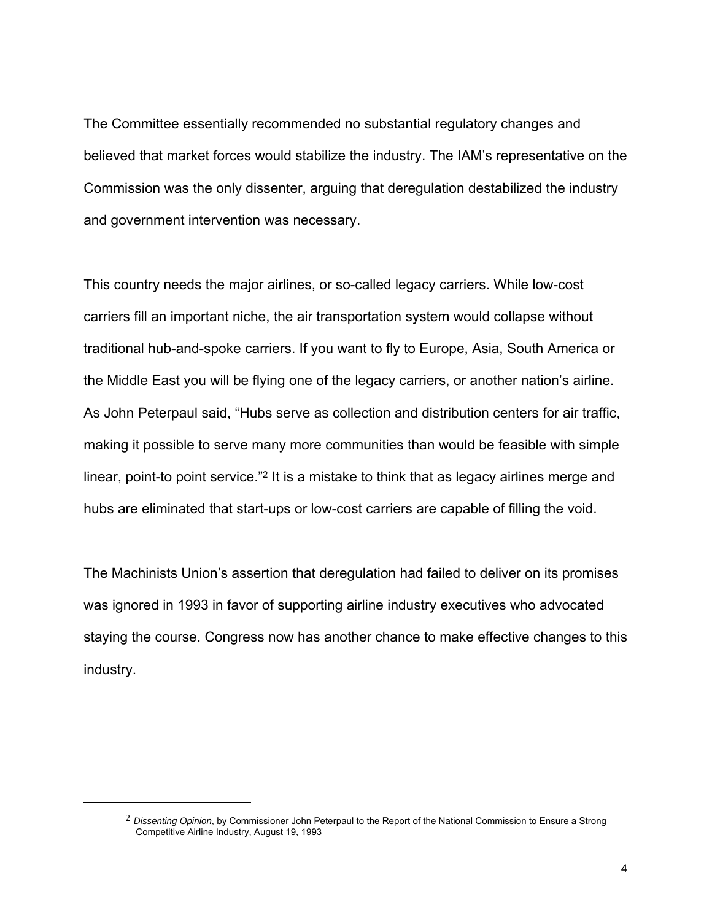The Committee essentially recommended no substantial regulatory changes and believed that market forces would stabilize the industry. The IAM's representative on the Commission was the only dissenter, arguing that deregulation destabilized the industry and government intervention was necessary.

This country needs the major airlines, or so-called legacy carriers. While low-cost carriers fill an important niche, the air transportation system would collapse without traditional hub-and-spoke carriers. If you want to fly to Europe, Asia, South America or the Middle East you will be flying one of the legacy carriers, or another nation's airline. As John Peterpaul said, "Hubs serve as collection and distribution centers for air traffic, making it possible to serve many more communities than would be feasible with simple linear, point-to point service."[2] It is a mistake to think that as legacy airlines merge and hubs are eliminated that start-ups or low-cost carriers are capable of filling the void.

The Machinists Union's assertion that deregulation had failed to deliver on its promises was ignored in 1993 in favor of supporting airline industry executives who advocated staying the course. Congress now has another chance to make effective changes to this industry.

---

[2] *Dissenting Opinion*, by Commissioner John Peterpaul to the Report of the National Commission to Ensure a Strong Competitive Airline Industry, August 19, 1993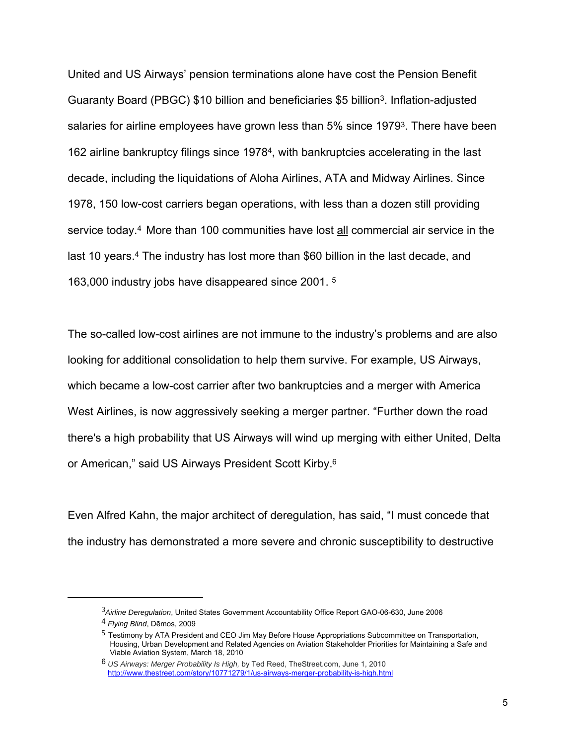United and US Airways' pension terminations alone have cost the Pension Benefit Guaranty Board (PBGC) $10 billion and beneficiaries $5 billion[3]. Inflation-adjusted salaries for airline employees have grown less than 5% since 1979[3]. There have been 162 airline bankruptcy filings since 1978[4], with bankruptcies accelerating in the last decade, including the liquidations of Aloha Airlines, ATA and Midway Airlines. Since 1978, 150 low-cost carriers began operations, with less than a dozen still providing service today.[4] More than 100 communities have lost <u>all</u> commercial air service in the last 10 years.[4] The industry has lost more than $60 billion in the last decade, and 163,000 industry jobs have disappeared since 2001. [5]

The so-called low-cost airlines are not immune to the industry's problems and are also looking for additional consolidation to help them survive. For example, US Airways, which became a low-cost carrier after two bankruptcies and a merger with America West Airlines, is now aggressively seeking a merger partner. "Further down the road there's a high probability that US Airways will wind up merging with either United, Delta or American," said US Airways President Scott Kirby.[6]

Even Alfred Kahn, the major architect of deregulation, has said, "I must concede that the industry has demonstrated a more severe and chronic susceptibility to destructive

---

[3] *Airline Deregulation*, United States Government Accountability Office Report GAO-06-630, June 2006

[4] *Flying Blind*, Dēmos, 2009

[5] Testimony by ATA President and CEO Jim May Before House Appropriations Subcommittee on Transportation, Housing, Urban Development and Related Agencies on Aviation Stakeholder Priorities for Maintaining a Safe and Viable Aviation System, March 18, 2010

[6] *US Airways: Merger Probability Is High,* by Ted Reed, TheStreet.com, June 1, 2010 http://www.thestreet.com/story/10771279/1/us-airways-merger-probability-is-high.html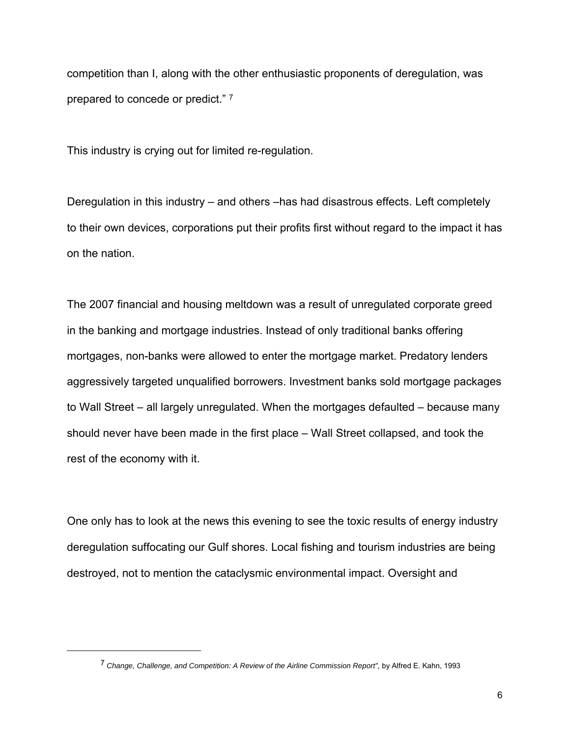competition than I, along with the other enthusiastic proponents of deregulation, was prepared to concede or predict." [7]

This industry is crying out for limited re-regulation.

Deregulation in this industry – and others –has had disastrous effects. Left completely to their own devices, corporations put their profits first without regard to the impact it has on the nation.

The 2007 financial and housing meltdown was a result of unregulated corporate greed in the banking and mortgage industries. Instead of only traditional banks offering mortgages, non-banks were allowed to enter the mortgage market. Predatory lenders aggressively targeted unqualified borrowers. Investment banks sold mortgage packages to Wall Street – all largely unregulated. When the mortgages defaulted – because many should never have been made in the first place – Wall Street collapsed, and took the rest of the economy with it.

One only has to look at the news this evening to see the toxic results of energy industry deregulation suffocating our Gulf shores. Local fishing and tourism industries are being destroyed, not to mention the cataclysmic environmental impact. Oversight and

---

[7] *Change, Challenge, and Competition: A Review of the Airline Commission Report"*, by Alfred E. Kahn, 1993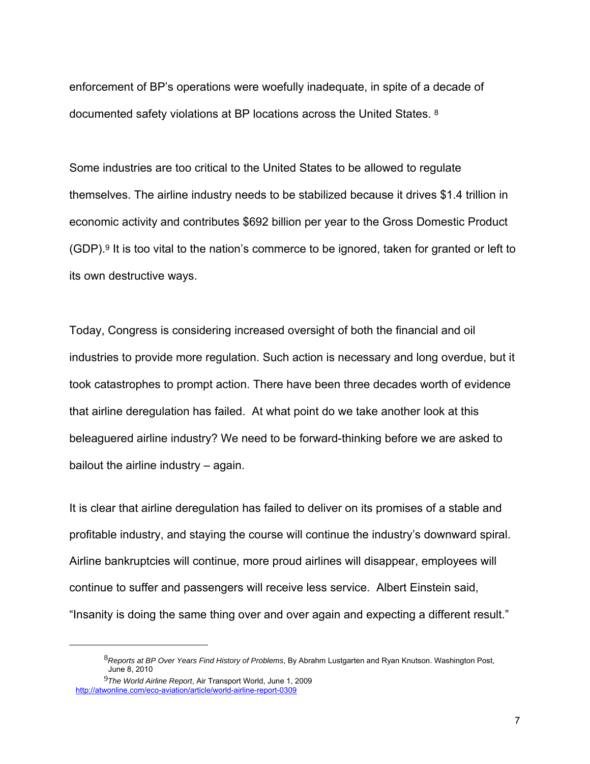enforcement of BP's operations were woefully inadequate, in spite of a decade of documented safety violations at BP locations across the United States. [8]

Some industries are too critical to the United States to be allowed to regulate themselves. The airline industry needs to be stabilized because it drives $1.4 trillion in economic activity and contributes $692 billion per year to the Gross Domestic Product (GDP).[9] It is too vital to the nation's commerce to be ignored, taken for granted or left to its own destructive ways.

Today, Congress is considering increased oversight of both the financial and oil industries to provide more regulation. Such action is necessary and long overdue, but it took catastrophes to prompt action. There have been three decades worth of evidence that airline deregulation has failed. At what point do we take another look at this beleaguered airline industry? We need to be forward-thinking before we are asked to bailout the airline industry – again.

It is clear that airline deregulation has failed to deliver on its promises of a stable and profitable industry, and staying the course will continue the industry's downward spiral. Airline bankruptcies will continue, more proud airlines will disappear, employees will continue to suffer and passengers will receive less service. Albert Einstein said, "Insanity is doing the same thing over and over again and expecting a different result."

---

[8] *Reports at BP Over Years Find History of Problems*, By Abrahm Lustgarten and Ryan Knutson. Washington Post, June 8, 2010

[9] *The World Airline Report*, Air Transport World, June 1, 2009 http://atwonline.com/eco-aviation/article/world-airline-report-0309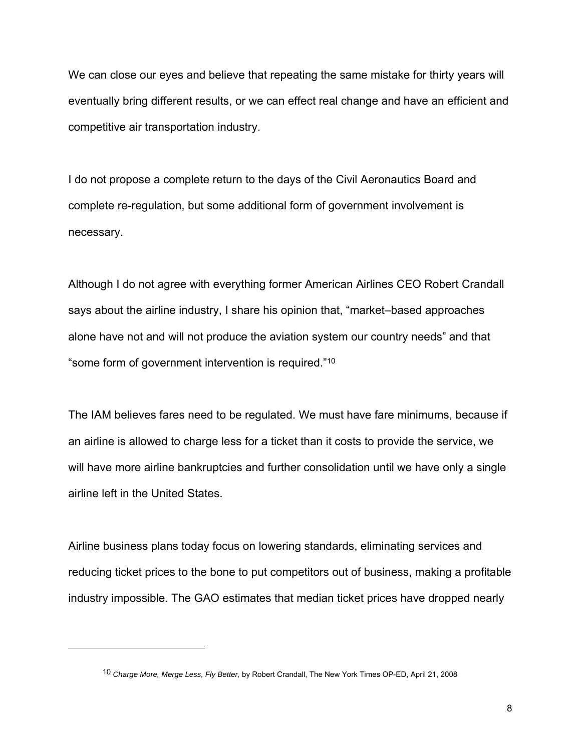We can close our eyes and believe that repeating the same mistake for thirty years will eventually bring different results, or we can effect real change and have an efficient and competitive air transportation industry.

I do not propose a complete return to the days of the Civil Aeronautics Board and complete re-regulation, but some additional form of government involvement is necessary.

Although I do not agree with everything former American Airlines CEO Robert Crandall says about the airline industry, I share his opinion that, "market–based approaches alone have not and will not produce the aviation system our country needs" and that "some form of government intervention is required."[10]

The IAM believes fares need to be regulated. We must have fare minimums, because if an airline is allowed to charge less for a ticket than it costs to provide the service, we will have more airline bankruptcies and further consolidation until we have only a single airline left in the United States.

Airline business plans today focus on lowering standards, eliminating services and reducing ticket prices to the bone to put competitors out of business, making a profitable industry impossible. The GAO estimates that median ticket prices have dropped nearly

---

[10] *Charge More, Merge Less, Fly Better,* by Robert Crandall, The New York Times OP-ED, April 21, 2008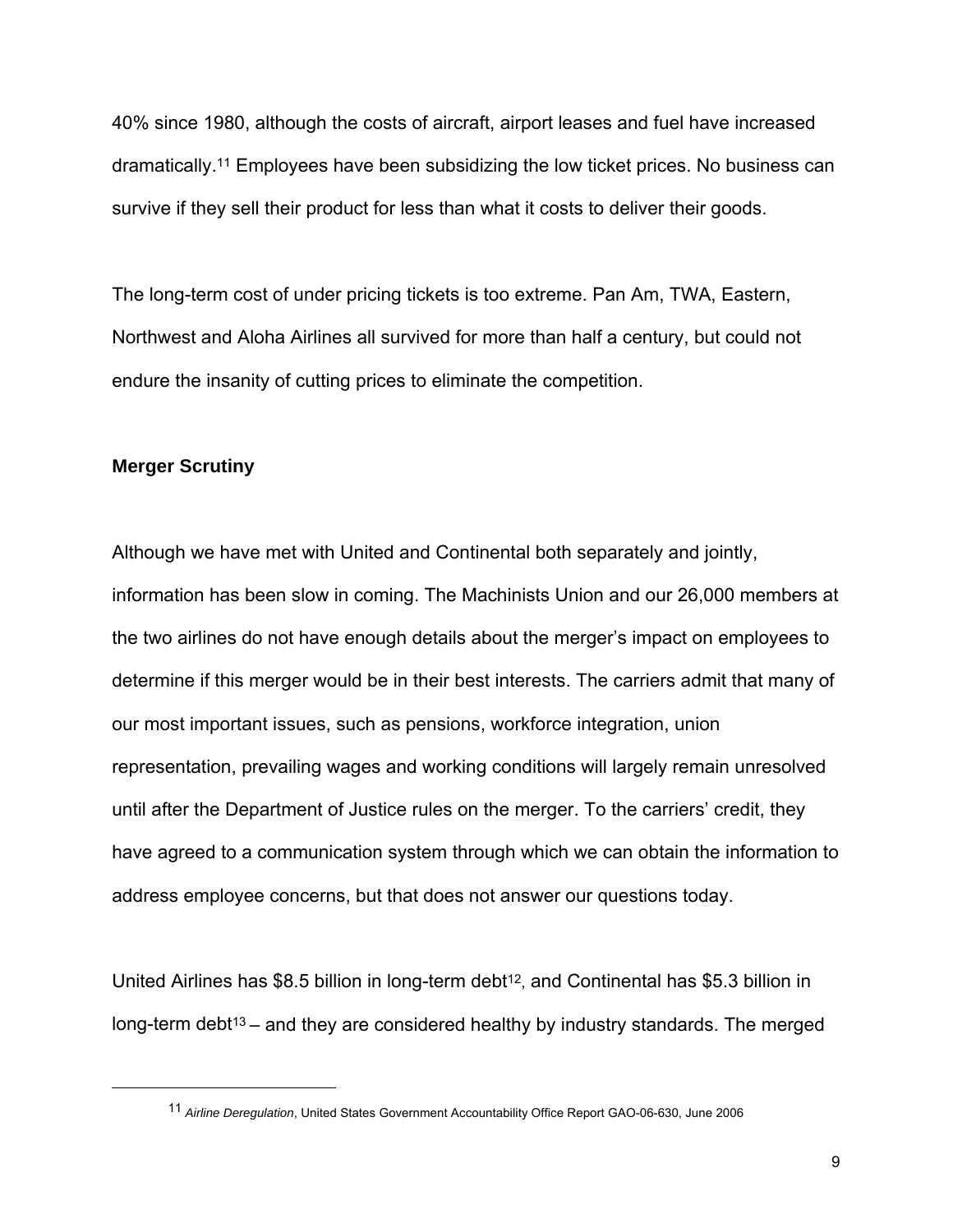40% since 1980, although the costs of aircraft, airport leases and fuel have increased dramatically.[11] Employees have been subsidizing the low ticket prices. No business can survive if they sell their product for less than what it costs to deliver their goods.

The long-term cost of under pricing tickets is too extreme. Pan Am, TWA, Eastern, Northwest and Aloha Airlines all survived for more than half a century, but could not endure the insanity of cutting prices to eliminate the competition.

**Merger Scrutiny**

Although we have met with United and Continental both separately and jointly, information has been slow in coming. The Machinists Union and our 26,000 members at the two airlines do not have enough details about the merger's impact on employees to determine if this merger would be in their best interests. The carriers admit that many of our most important issues, such as pensions, workforce integration, union representation, prevailing wages and working conditions will largely remain unresolved until after the Department of Justice rules on the merger. To the carriers' credit, they have agreed to a communication system through which we can obtain the information to address employee concerns, but that does not answer our questions today.

United Airlines has $8.5 billion in long-term debt[12], and Continental has $5.3 billion in long-term debt[13] – and they are considered healthy by industry standards. The merged

[11] *Airline Deregulation*, United States Government Accountability Office Report GAO-06-630, June 2006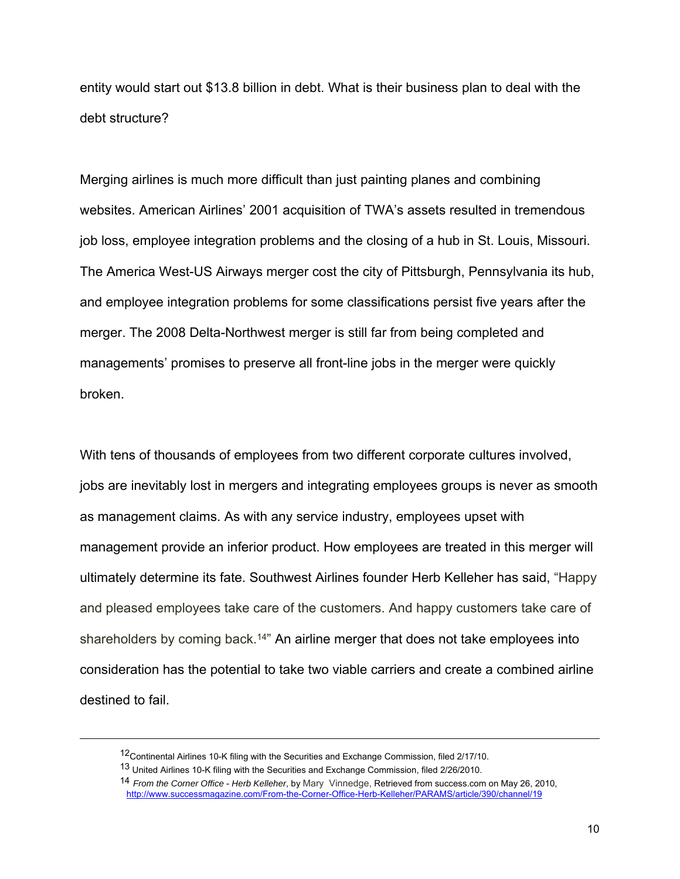entity would start out $13.8 billion in debt. What is their business plan to deal with the debt structure?

Merging airlines is much more difficult than just painting planes and combining websites. American Airlines' 2001 acquisition of TWA's assets resulted in tremendous job loss, employee integration problems and the closing of a hub in St. Louis, Missouri. The America West-US Airways merger cost the city of Pittsburgh, Pennsylvania its hub, and employee integration problems for some classifications persist five years after the merger. The 2008 Delta-Northwest merger is still far from being completed and managements' promises to preserve all front-line jobs in the merger were quickly broken.

With tens of thousands of employees from two different corporate cultures involved, jobs are inevitably lost in mergers and integrating employees groups is never as smooth as management claims. As with any service industry, employees upset with management provide an inferior product. How employees are treated in this merger will ultimately determine its fate. Southwest Airlines founder Herb Kelleher has said, "Happy and pleased employees take care of the customers. And happy customers take care of shareholders by coming back.[14]" An airline merger that does not take employees into consideration has the potential to take two viable carriers and create a combined airline destined to fail.

---

[12] Continental Airlines 10-K filing with the Securities and Exchange Commission, filed 2/17/10.

[13] United Airlines 10-K filing with the Securities and Exchange Commission, filed 2/26/2010.

[14] *From the Corner Office - Herb Kelleher*, by Mary Vinnedge, Retrieved from success.com on May 26, 2010, http://www.successmagazine.com/From-the-Corner-Office-Herb-Kelleher/PARAMS/article/390/channel/19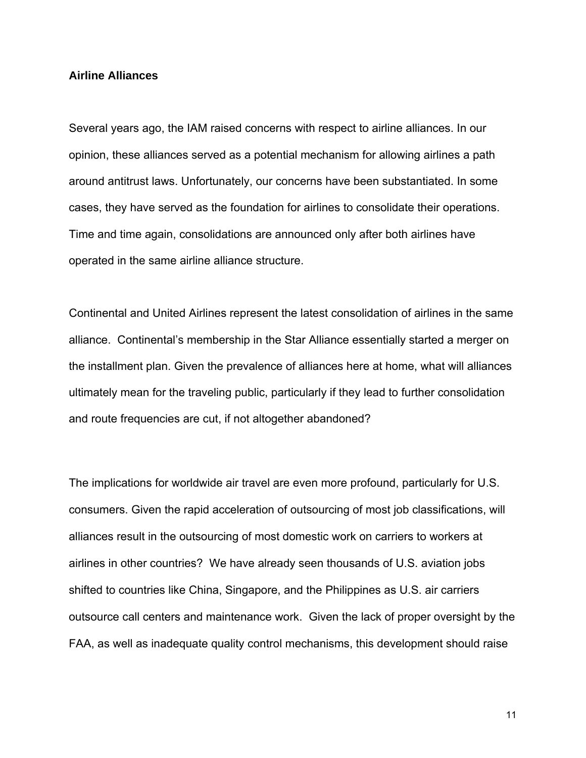## Airline Alliances

Several years ago, the IAM raised concerns with respect to airline alliances. In our opinion, these alliances served as a potential mechanism for allowing airlines a path around antitrust laws. Unfortunately, our concerns have been substantiated. In some cases, they have served as the foundation for airlines to consolidate their operations. Time and time again, consolidations are announced only after both airlines have operated in the same airline alliance structure.

Continental and United Airlines represent the latest consolidation of airlines in the same alliance. Continental's membership in the Star Alliance essentially started a merger on the installment plan. Given the prevalence of alliances here at home, what will alliances ultimately mean for the traveling public, particularly if they lead to further consolidation and route frequencies are cut, if not altogether abandoned?

The implications for worldwide air travel are even more profound, particularly for U.S. consumers. Given the rapid acceleration of outsourcing of most job classifications, will alliances result in the outsourcing of most domestic work on carriers to workers at airlines in other countries? We have already seen thousands of U.S. aviation jobs shifted to countries like China, Singapore, and the Philippines as U.S. air carriers outsource call centers and maintenance work. Given the lack of proper oversight by the FAA, as well as inadequate quality control mechanisms, this development should raise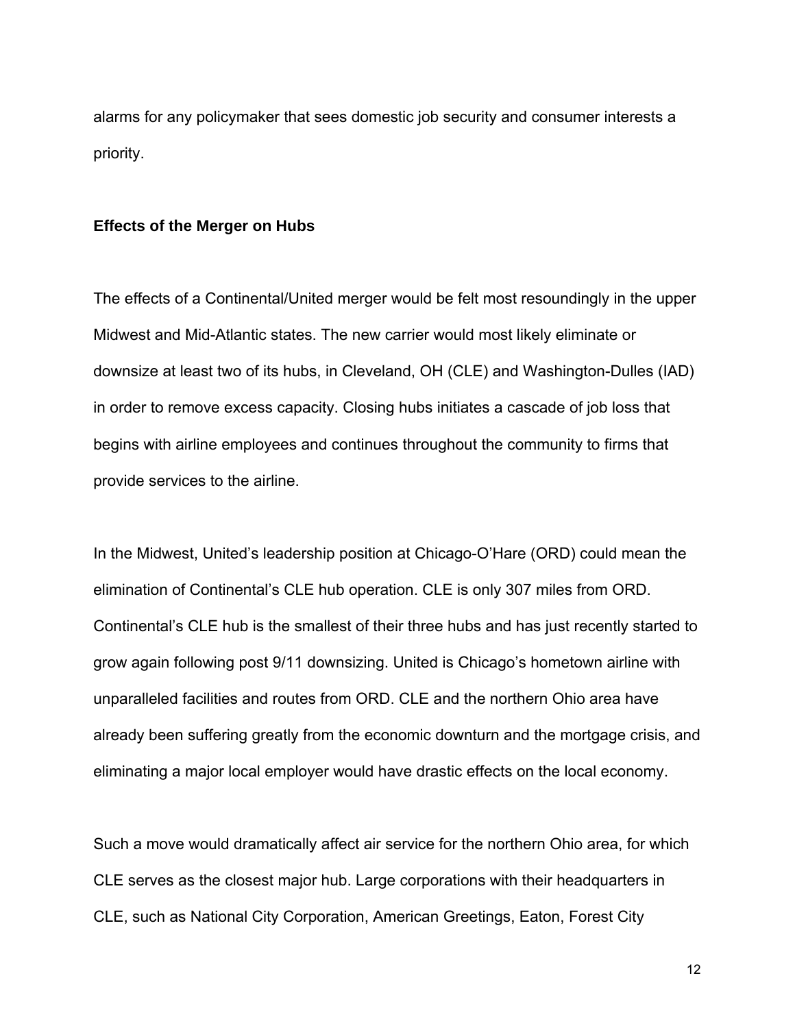alarms for any policymaker that sees domestic job security and consumer interests a priority.

**Effects of the Merger on Hubs**

The effects of a Continental/United merger would be felt most resoundingly in the upper Midwest and Mid-Atlantic states. The new carrier would most likely eliminate or downsize at least two of its hubs, in Cleveland, OH (CLE) and Washington-Dulles (IAD) in order to remove excess capacity. Closing hubs initiates a cascade of job loss that begins with airline employees and continues throughout the community to firms that provide services to the airline.

In the Midwest, United's leadership position at Chicago-O'Hare (ORD) could mean the elimination of Continental's CLE hub operation. CLE is only 307 miles from ORD. Continental's CLE hub is the smallest of their three hubs and has just recently started to grow again following post 9/11 downsizing. United is Chicago's hometown airline with unparalleled facilities and routes from ORD. CLE and the northern Ohio area have already been suffering greatly from the economic downturn and the mortgage crisis, and eliminating a major local employer would have drastic effects on the local economy.

Such a move would dramatically affect air service for the northern Ohio area, for which CLE serves as the closest major hub. Large corporations with their headquarters in CLE, such as National City Corporation, American Greetings, Eaton, Forest City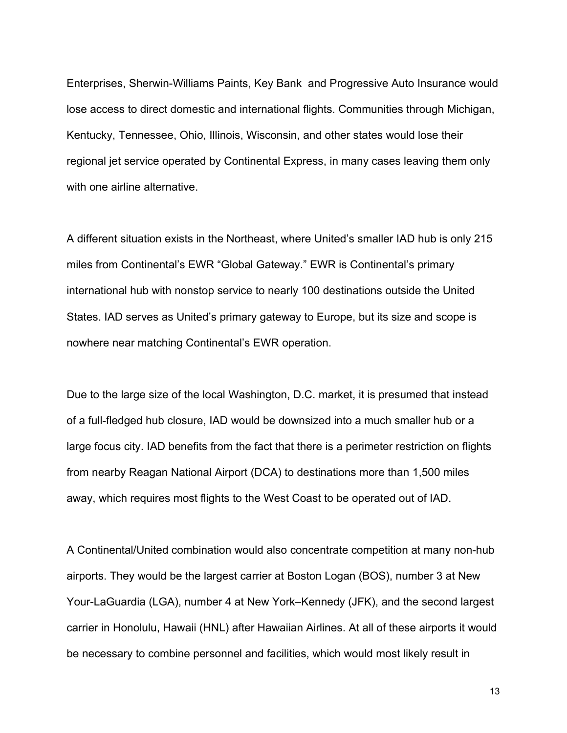Enterprises, Sherwin-Williams Paints, Key Bank  and Progressive Auto Insurance would lose access to direct domestic and international flights. Communities through Michigan, Kentucky, Tennessee, Ohio, Illinois, Wisconsin, and other states would lose their regional jet service operated by Continental Express, in many cases leaving them only with one airline alternative.

A different situation exists in the Northeast, where United's smaller IAD hub is only 215 miles from Continental's EWR "Global Gateway." EWR is Continental's primary international hub with nonstop service to nearly 100 destinations outside the United States. IAD serves as United's primary gateway to Europe, but its size and scope is nowhere near matching Continental's EWR operation.

Due to the large size of the local Washington, D.C. market, it is presumed that instead of a full-fledged hub closure, IAD would be downsized into a much smaller hub or a large focus city. IAD benefits from the fact that there is a perimeter restriction on flights from nearby Reagan National Airport (DCA) to destinations more than 1,500 miles away, which requires most flights to the West Coast to be operated out of IAD.

A Continental/United combination would also concentrate competition at many non-hub airports. They would be the largest carrier at Boston Logan (BOS), number 3 at New Your-LaGuardia (LGA), number 4 at New York–Kennedy (JFK), and the second largest carrier in Honolulu, Hawaii (HNL) after Hawaiian Airlines. At all of these airports it would be necessary to combine personnel and facilities, which would most likely result in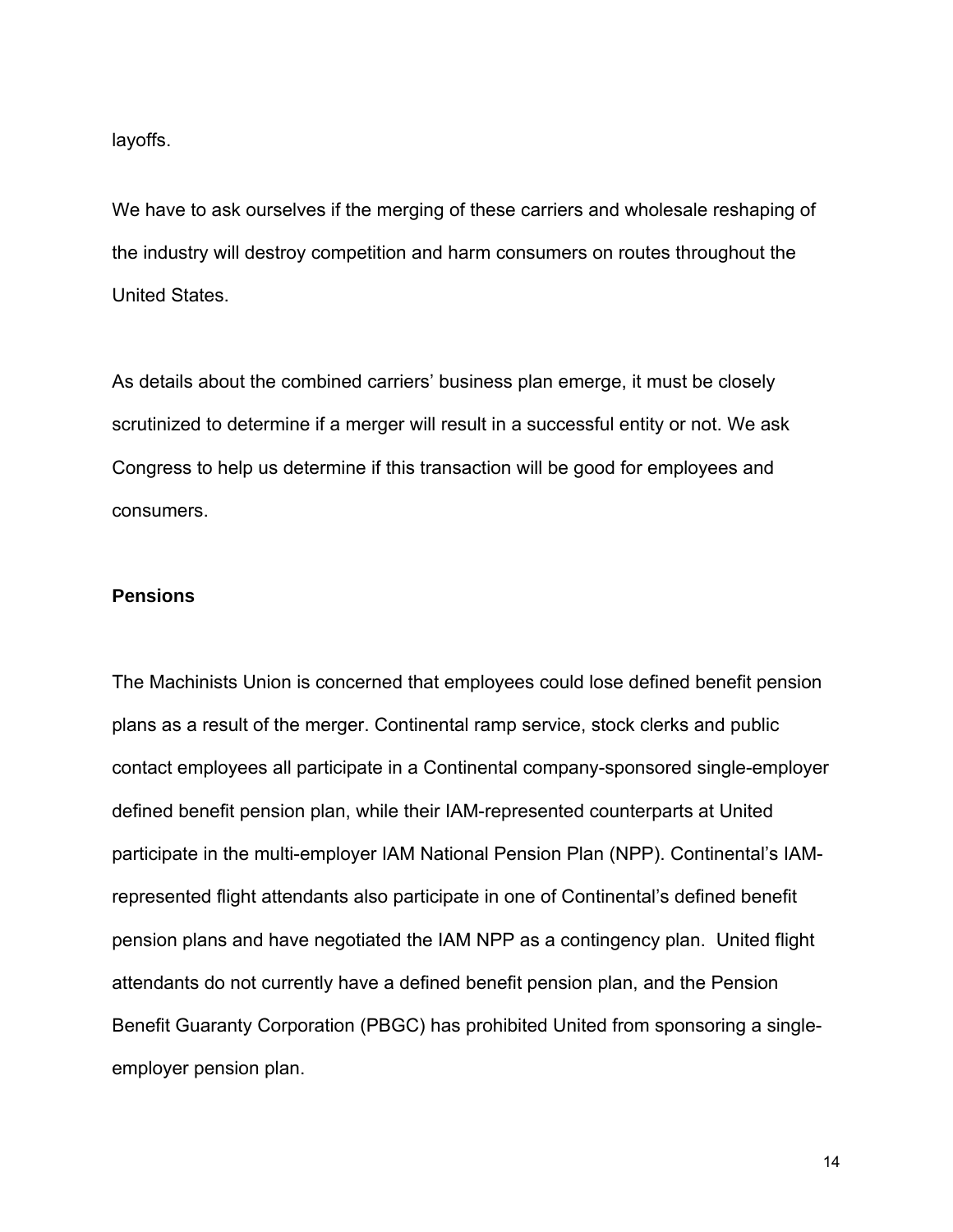layoffs.

We have to ask ourselves if the merging of these carriers and wholesale reshaping of the industry will destroy competition and harm consumers on routes throughout the United States.

As details about the combined carriers' business plan emerge, it must be closely scrutinized to determine if a merger will result in a successful entity or not. We ask Congress to help us determine if this transaction will be good for employees and consumers.

**Pensions**

The Machinists Union is concerned that employees could lose defined benefit pension plans as a result of the merger. Continental ramp service, stock clerks and public contact employees all participate in a Continental company-sponsored single-employer defined benefit pension plan, while their IAM-represented counterparts at United participate in the multi-employer IAM National Pension Plan (NPP). Continental's IAM-represented flight attendants also participate in one of Continental's defined benefit pension plans and have negotiated the IAM NPP as a contingency plan. United flight attendants do not currently have a defined benefit pension plan, and the Pension Benefit Guaranty Corporation (PBGC) has prohibited United from sponsoring a single-employer pension plan.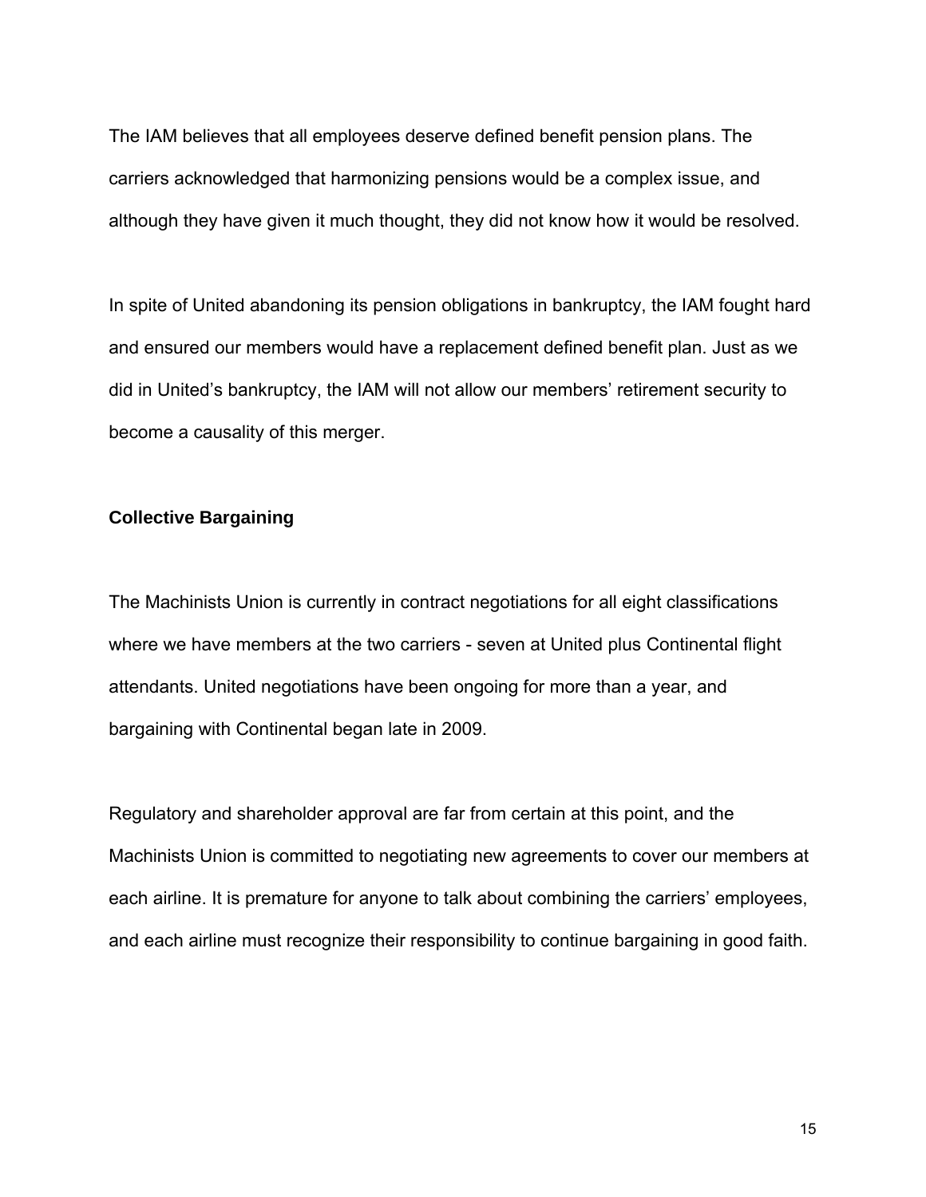The IAM believes that all employees deserve defined benefit pension plans. The carriers acknowledged that harmonizing pensions would be a complex issue, and although they have given it much thought, they did not know how it would be resolved.

In spite of United abandoning its pension obligations in bankruptcy, the IAM fought hard and ensured our members would have a replacement defined benefit plan. Just as we did in United's bankruptcy, the IAM will not allow our members' retirement security to become a causality of this merger.

**Collective Bargaining**

The Machinists Union is currently in contract negotiations for all eight classifications where we have members at the two carriers - seven at United plus Continental flight attendants. United negotiations have been ongoing for more than a year, and bargaining with Continental began late in 2009.

Regulatory and shareholder approval are far from certain at this point, and the Machinists Union is committed to negotiating new agreements to cover our members at each airline. It is premature for anyone to talk about combining the carriers' employees, and each airline must recognize their responsibility to continue bargaining in good faith.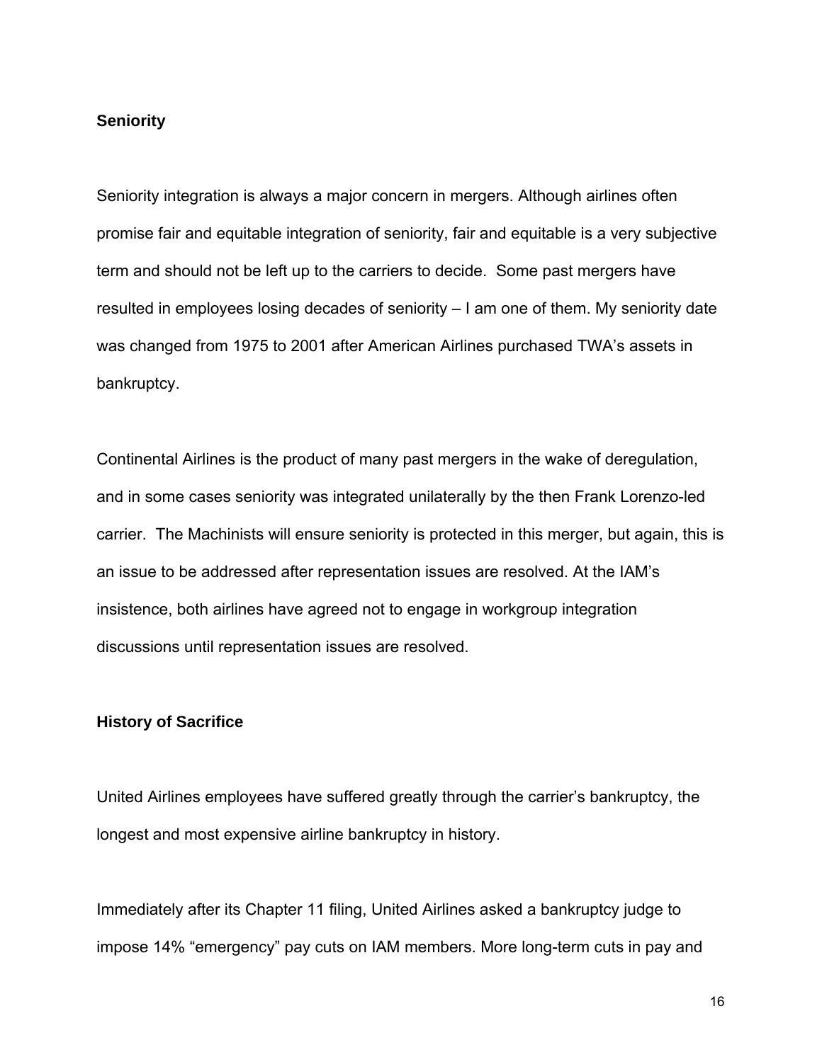### Seniority

Seniority integration is always a major concern in mergers. Although airlines often promise fair and equitable integration of seniority, fair and equitable is a very subjective term and should not be left up to the carriers to decide. Some past mergers have resulted in employees losing decades of seniority – I am one of them. My seniority date was changed from 1975 to 2001 after American Airlines purchased TWA's assets in bankruptcy.

Continental Airlines is the product of many past mergers in the wake of deregulation, and in some cases seniority was integrated unilaterally by the then Frank Lorenzo-led carrier. The Machinists will ensure seniority is protected in this merger, but again, this is an issue to be addressed after representation issues are resolved. At the IAM's insistence, both airlines have agreed not to engage in workgroup integration discussions until representation issues are resolved.

### History of Sacrifice

United Airlines employees have suffered greatly through the carrier's bankruptcy, the longest and most expensive airline bankruptcy in history.

Immediately after its Chapter 11 filing, United Airlines asked a bankruptcy judge to impose 14% "emergency" pay cuts on IAM members. More long-term cuts in pay and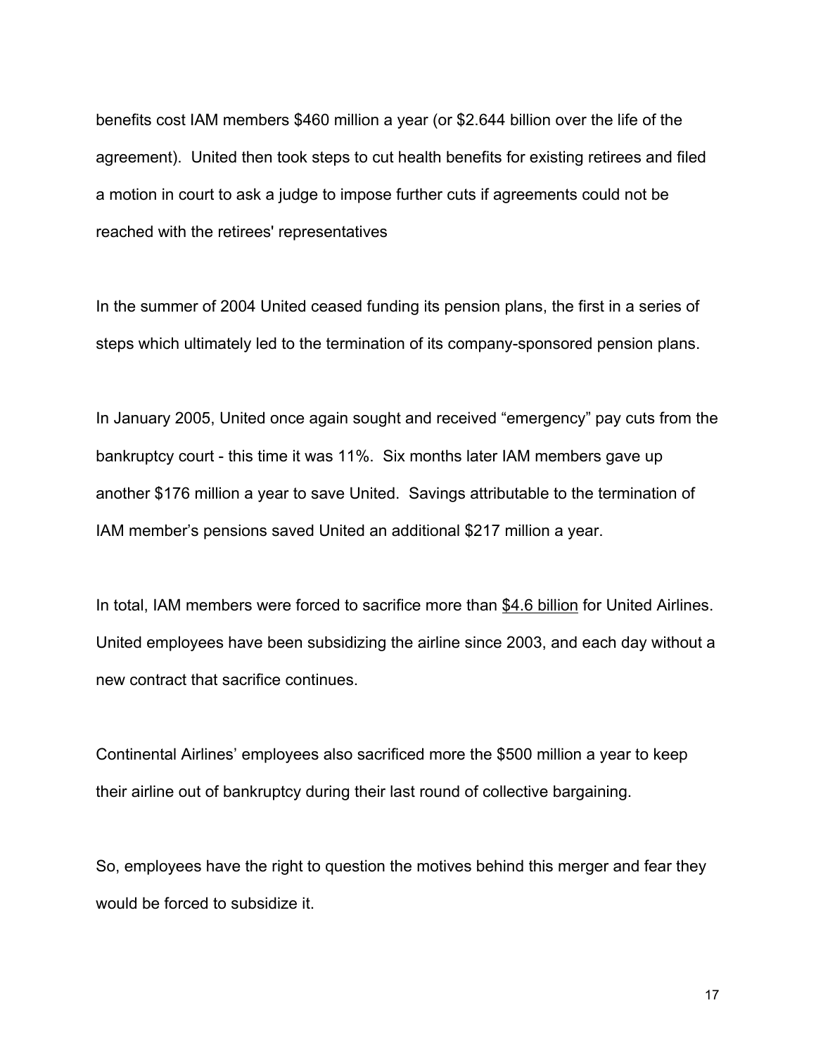benefits cost IAM members $460 million a year (or $2.644 billion over the life of the agreement). United then took steps to cut health benefits for existing retirees and filed a motion in court to ask a judge to impose further cuts if agreements could not be reached with the retirees' representatives

In the summer of 2004 United ceased funding its pension plans, the first in a series of steps which ultimately led to the termination of its company-sponsored pension plans.

In January 2005, United once again sought and received "emergency" pay cuts from the bankruptcy court - this time it was 11%. Six months later IAM members gave up another $176 million a year to save United. Savings attributable to the termination of IAM member's pensions saved United an additional $217 million a year.

In total, IAM members were forced to sacrifice more than <u>$4.6 billion</u> for United Airlines. United employees have been subsidizing the airline since 2003, and each day without a new contract that sacrifice continues.

Continental Airlines' employees also sacrificed more the $500 million a year to keep their airline out of bankruptcy during their last round of collective bargaining.

So, employees have the right to question the motives behind this merger and fear they would be forced to subsidize it.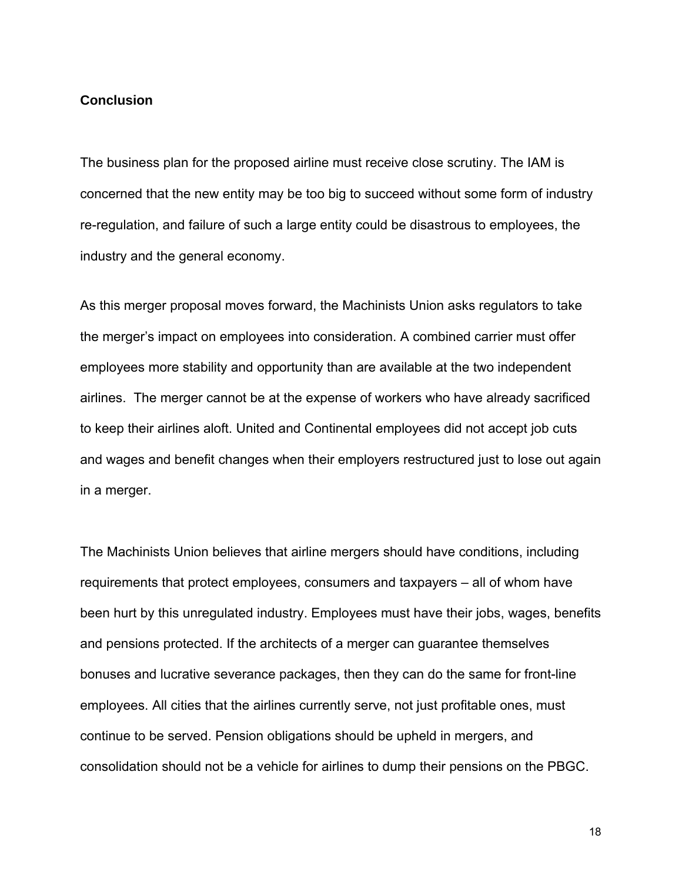## Conclusion

The business plan for the proposed airline must receive close scrutiny. The IAM is concerned that the new entity may be too big to succeed without some form of industry re-regulation, and failure of such a large entity could be disastrous to employees, the industry and the general economy.

As this merger proposal moves forward, the Machinists Union asks regulators to take the merger's impact on employees into consideration. A combined carrier must offer employees more stability and opportunity than are available at the two independent airlines. The merger cannot be at the expense of workers who have already sacrificed to keep their airlines aloft. United and Continental employees did not accept job cuts and wages and benefit changes when their employers restructured just to lose out again in a merger.

The Machinists Union believes that airline mergers should have conditions, including requirements that protect employees, consumers and taxpayers – all of whom have been hurt by this unregulated industry. Employees must have their jobs, wages, benefits and pensions protected. If the architects of a merger can guarantee themselves bonuses and lucrative severance packages, then they can do the same for front-line employees. All cities that the airlines currently serve, not just profitable ones, must continue to be served. Pension obligations should be upheld in mergers, and consolidation should not be a vehicle for airlines to dump their pensions on the PBGC.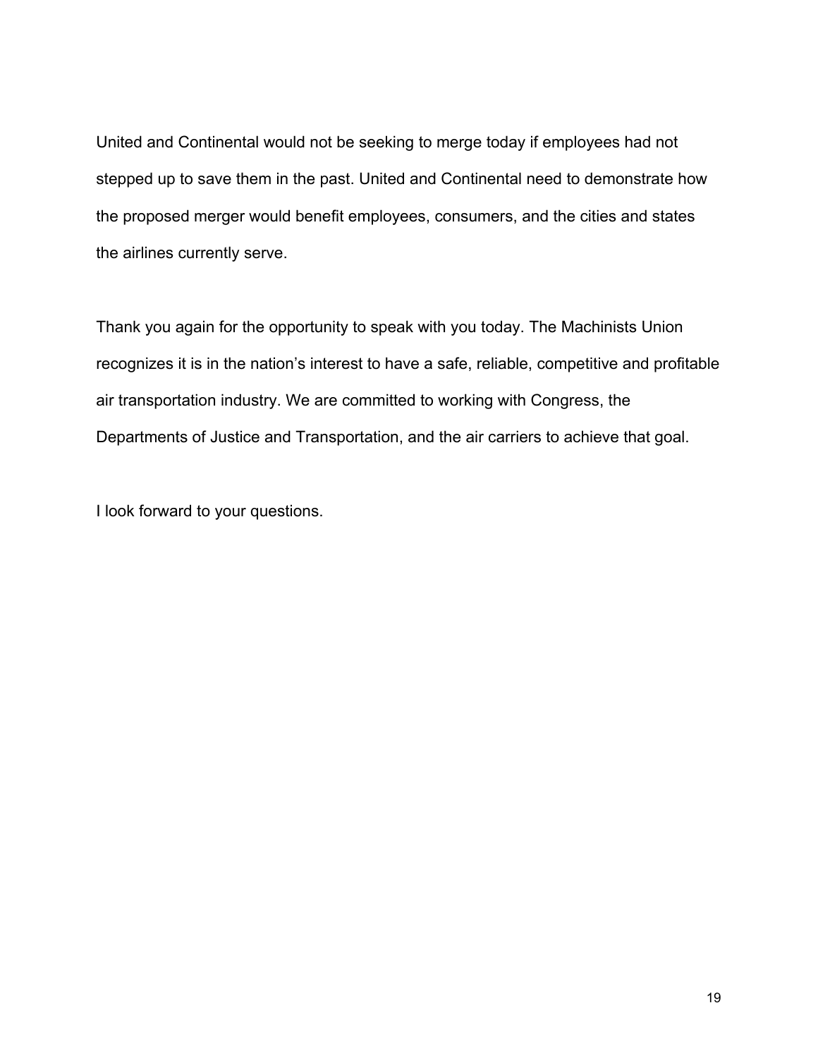United and Continental would not be seeking to merge today if employees had not stepped up to save them in the past. United and Continental need to demonstrate how the proposed merger would benefit employees, consumers, and the cities and states the airlines currently serve.

Thank you again for the opportunity to speak with you today. The Machinists Union recognizes it is in the nation's interest to have a safe, reliable, competitive and profitable air transportation industry. We are committed to working with Congress, the Departments of Justice and Transportation, and the air carriers to achieve that goal.

I look forward to your questions.